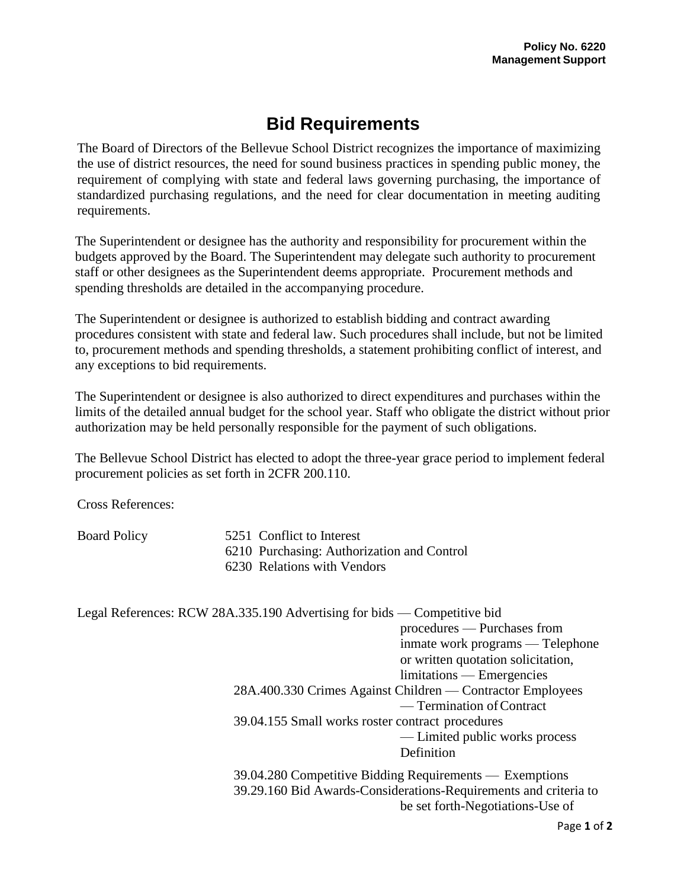**Policy No. 6220**
**Management Support**

# Bid Requirements

The Board of Directors of the Bellevue School District recognizes the importance of maximizing the use of district resources, the need for sound business practices in spending public money, the requirement of complying with state and federal laws governing purchasing, the importance of standardized purchasing regulations, and the need for clear documentation in meeting auditing requirements.

The Superintendent or designee has the authority and responsibility for procurement within the budgets approved by the Board. The Superintendent may delegate such authority to procurement staff or other designees as the Superintendent deems appropriate. Procurement methods and spending thresholds are detailed in the accompanying procedure.

The Superintendent or designee is authorized to establish bidding and contract awarding procedures consistent with state and federal law. Such procedures shall include, but not be limited to, procurement methods and spending thresholds, a statement prohibiting conflict of interest, and any exceptions to bid requirements.

The Superintendent or designee is also authorized to direct expenditures and purchases within the limits of the detailed annual budget for the school year. Staff who obligate the district without prior authorization may be held personally responsible for the payment of such obligations.

The Bellevue School District has elected to adopt the three-year grace period to implement federal procurement policies as set forth in 2CFR 200.110.

Cross References:

Board Policy
- 5251 Conflict to Interest
- 6210 Purchasing: Authorization and Control
- 6230 Relations with Vendors

Legal References:
- RCW 28A.335.190 Advertising for bids — Competitive bid procedures — Purchases from inmate work programs — Telephone or written quotation solicitation, limitations — Emergencies
- 28A.400.330 Crimes Against Children — Contractor Employees — Termination of Contract
- 39.04.155 Small works roster contract procedures — Limited public works process Definition
- 39.04.280 Competitive Bidding Requirements — Exemptions
- 39.29.160 Bid Awards-Considerations-Requirements and criteria to be set forth-Negotiations-Use of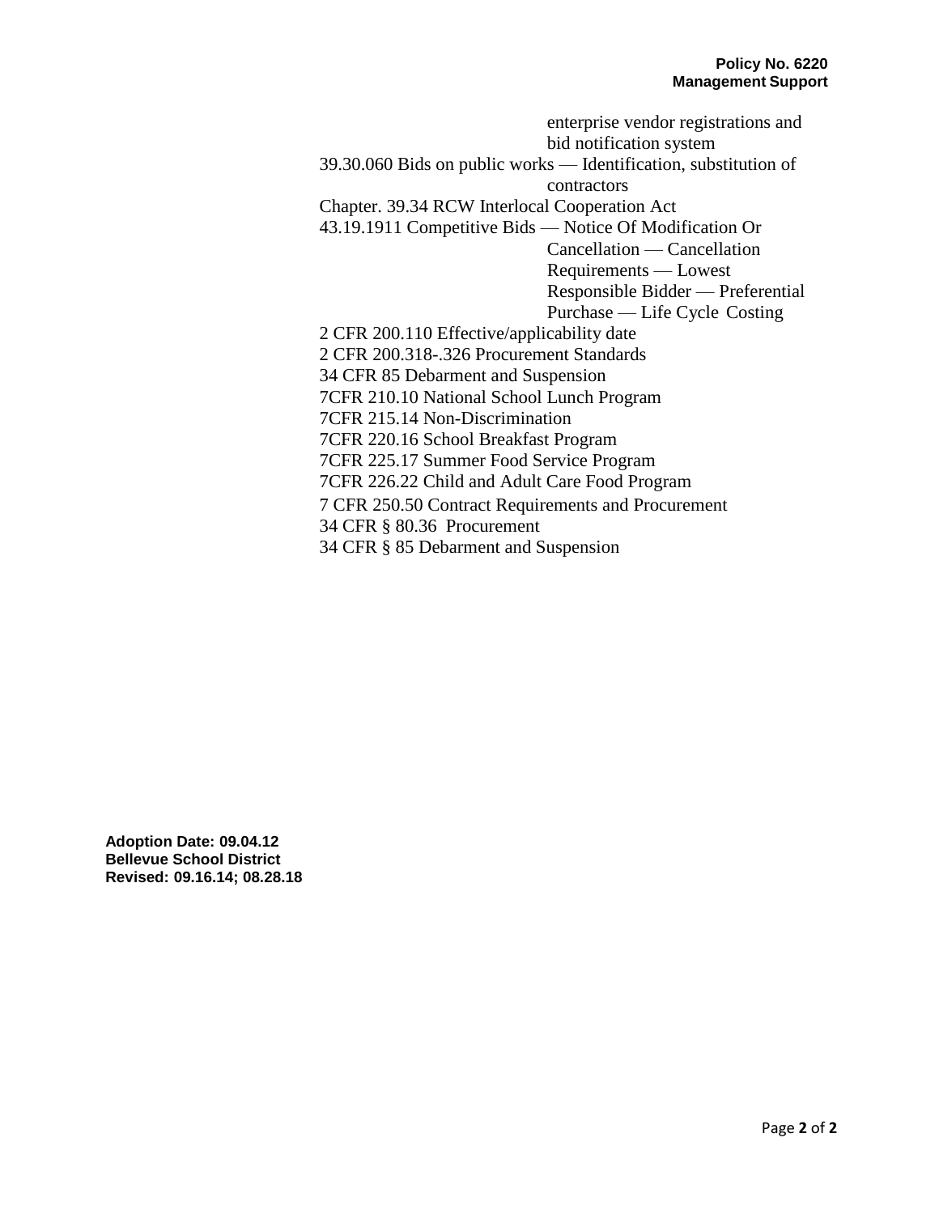enterprise vendor registrations and bid notification system

39.30.060 Bids on public works — Identification, substitution of contractors

Chapter. 39.34 RCW Interlocal Cooperation Act

43.19.1911 Competitive Bids — Notice Of Modification Or Cancellation — Cancellation Requirements — Lowest Responsible Bidder — Preferential Purchase — Life Cycle Costing

2 CFR 200.110 Effective/applicability date

2 CFR 200.318-.326 Procurement Standards

34 CFR 85 Debarment and Suspension

7CFR 210.10 National School Lunch Program

7CFR 215.14 Non-Discrimination

7CFR 220.16 School Breakfast Program

7CFR 225.17 Summer Food Service Program

7CFR 226.22 Child and Adult Care Food Program

7 CFR 250.50 Contract Requirements and Procurement

34 CFR § 80.36 Procurement

34 CFR § 85 Debarment and Suspension

**Adoption Date: 09.04.12**
**Bellevue School District**
**Revised: 09.16.14; 08.28.18**